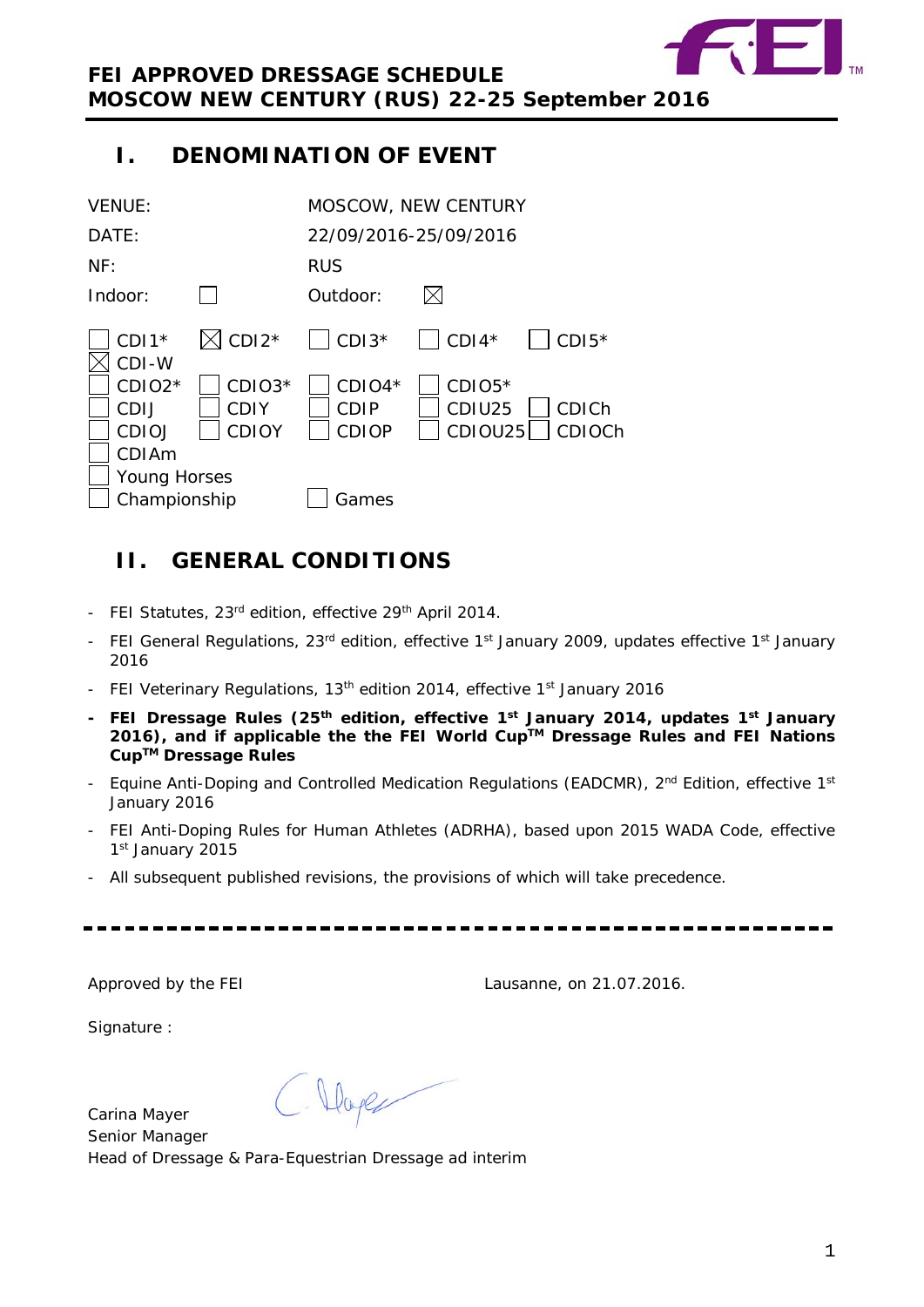**FEI APPROVED DRESSAGE SCHEDULE**
**MOSCOW NEW CENTURY (RUS) 22-25 September 2016**

# I. DENOMINATION OF EVENT

| | |
|---|---|
| VENUE: | MOSCOW, NEW CENTURY |
| DATE: | 22/09/2016-25/09/2016 |
| NF: | RUS |
| Indoor: ☐ | Outdoor: ☒ |

| | | | | |
|---|---|---|---|---|
| ☐ CDI1* | ☒ CDI2* | ☐ CDI3* | ☐ CDI4* | ☐ CDI5* |
| ☒ CDI-W | | | | |
| ☐ CDIO2* | ☐ CDIO3* | ☐ CDIO4* | ☐ CDIO5* | |
| ☐ CDIJ | ☐ CDIY | ☐ CDIP | ☐ CDIU25 | ☐ CDICh |
| ☐ CDIOJ | ☐ CDIOY | ☐ CDIOP | ☐ CDIOU25 | ☐ CDIOCh |
| ☐ CDIAm | | | | |
| ☐ Young Horses Championship | | ☐ Games | | |

# II. GENERAL CONDITIONS

- FEI Statutes, 23rd edition, effective 29th April 2014.
- FEI General Regulations, 23rd edition, effective 1st January 2009, updates effective 1st January 2016
- FEI Veterinary Regulations, 13th edition 2014, effective 1st January 2016
- **FEI Dressage Rules (25th edition, effective 1st January 2014, updates 1st January 2016), and if applicable the the FEI World Cup™ Dressage Rules and FEI Nations Cup™ Dressage Rules**
- Equine Anti-Doping and Controlled Medication Regulations (EADCMR), 2nd Edition, effective 1st January 2016
- FEI Anti-Doping Rules for Human Athletes (ADRHA), based upon 2015 WADA Code, effective 1st January 2015
- All subsequent published revisions, the provisions of which will take precedence.

---

Approved by the FEI — Lausanne, on 21.07.2016.

Signature :

Carina Mayer
Senior Manager
Head of Dressage & Para-Equestrian Dressage ad interim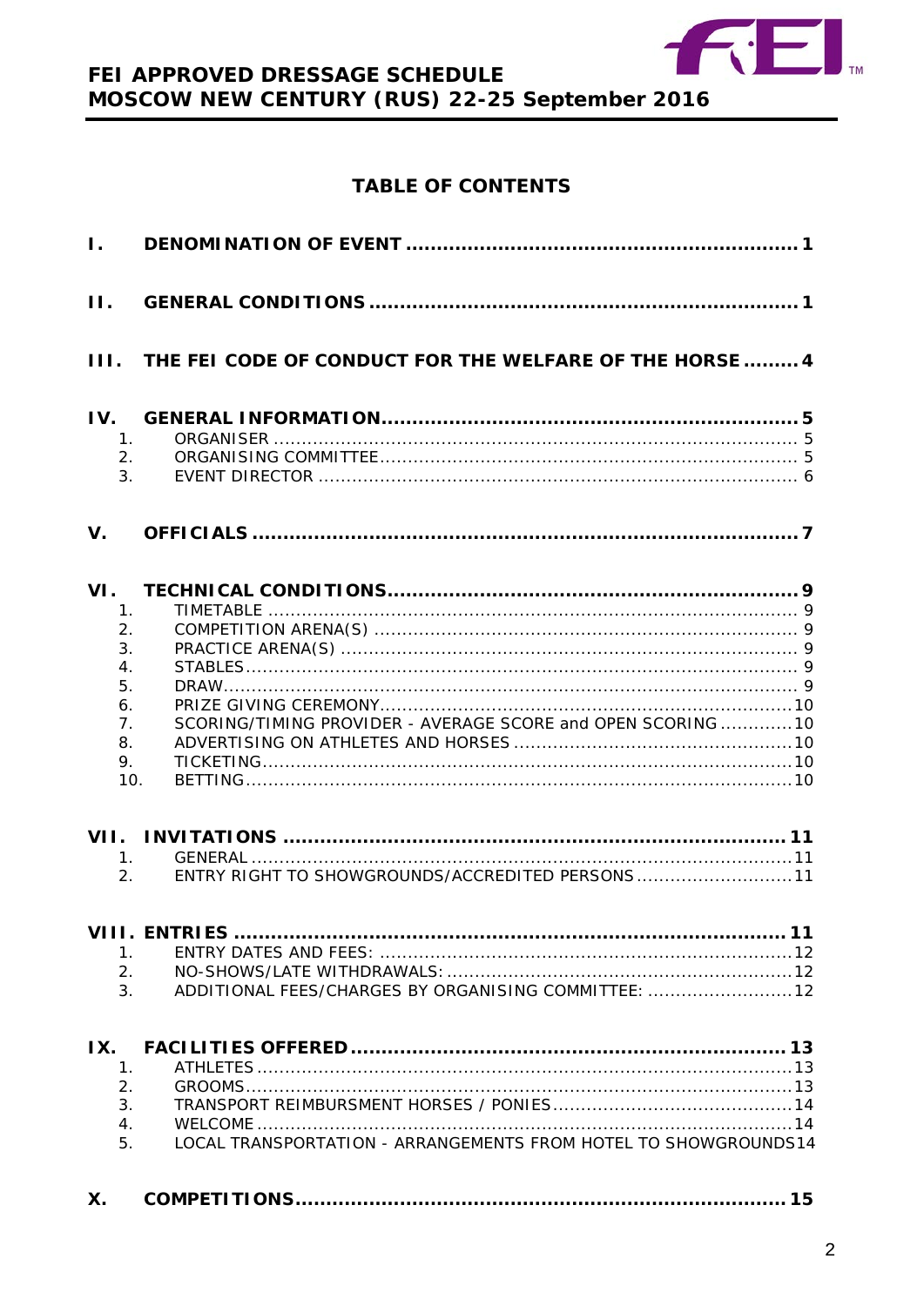## TABLE OF CONTENTS

**I. DENOMINATION OF EVENT** ........ 1

**II. GENERAL CONDITIONS** ........ 1

**III. THE FEI CODE OF CONDUCT FOR THE WELFARE OF THE HORSE** ........ 4

**IV. GENERAL INFORMATION** ........ 5

1. ORGANISER ........ 5
2. ORGANISING COMMITTEE ........ 5
3. EVENT DIRECTOR ........ 6

**V. OFFICIALS** ........ 7

**VI. TECHNICAL CONDITIONS** ........ 9

1. TIMETABLE ........ 9
2. COMPETITION ARENA(S) ........ 9
3. PRACTICE ARENA(S) ........ 9
4. STABLES ........ 9
5. DRAW ........ 9
6. PRIZE GIVING CEREMONY ........ 10
7. SCORING/TIMING PROVIDER - AVERAGE SCORE and OPEN SCORING ........ 10
8. ADVERTISING ON ATHLETES AND HORSES ........ 10
9. TICKETING ........ 10
10. BETTING ........ 10

**VII. INVITATIONS** ........ 11

1. GENERAL ........ 11
2. ENTRY RIGHT TO SHOWGROUNDS/ACCREDITED PERSONS ........ 11

**VIII. ENTRIES** ........ 11

1. ENTRY DATES AND FEES: ........ 12
2. NO-SHOWS/LATE WITHDRAWALS: ........ 12
3. ADDITIONAL FEES/CHARGES BY ORGANISING COMMITTEE: ........ 12

**IX. FACILITIES OFFERED** ........ 13

1. ATHLETES ........ 13
2. GROOMS ........ 13
3. TRANSPORT REIMBURSMENT HORSES / PONIES ........ 14
4. WELCOME ........ 14
5. LOCAL TRANSPORTATION - ARRANGEMENTS FROM HOTEL TO SHOWGROUNDS ........ 14

**X. COMPETITIONS** ........ 15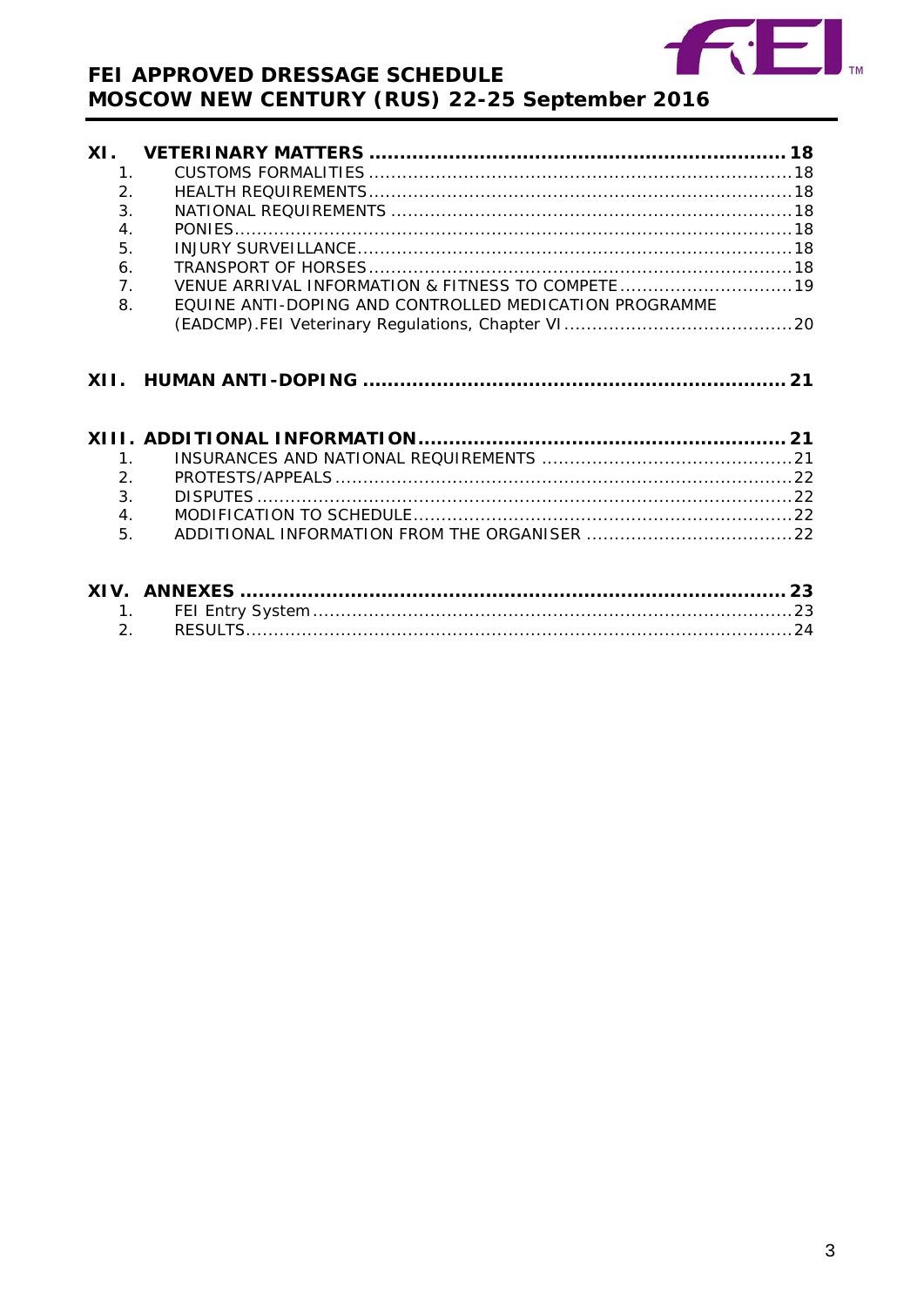**XI. VETERINARY MATTERS .................................................................. 18**

1. CUSTOMS FORMALITIES ........................................................................... 18
2. HEALTH REQUIREMENTS ........................................................................... 18
3. NATIONAL REQUIREMENTS ....................................................................... 18
4. PONIES ........................................................................................................ 18
5. INJURY SURVEILLANCE ............................................................................. 18
6. TRANSPORT OF HORSES ........................................................................... 18
7. VENUE ARRIVAL INFORMATION & FITNESS TO COMPETE ............................... 19
8. EQUINE ANTI-DOPING AND CONTROLLED MEDICATION PROGRAMME (EADCMP).FEI Veterinary Regulations, Chapter VI ......................................... 20

**XII. HUMAN ANTI-DOPING .................................................................... 21**

**XIII. ADDITIONAL INFORMATION ........................................................... 21**

1. INSURANCES AND NATIONAL REQUIREMENTS ............................................. 21
2. PROTESTS/APPEALS ................................................................................. 22
3. DISPUTES ................................................................................................. 22
4. MODIFICATION TO SCHEDULE .................................................................... 22
5. ADDITIONAL INFORMATION FROM THE ORGANISER ..................................... 22

**XIV. ANNEXES ....................................................................................... 23**

1. FEI Entry System ...................................................................................... 23
2. RESULTS ................................................................................................... 24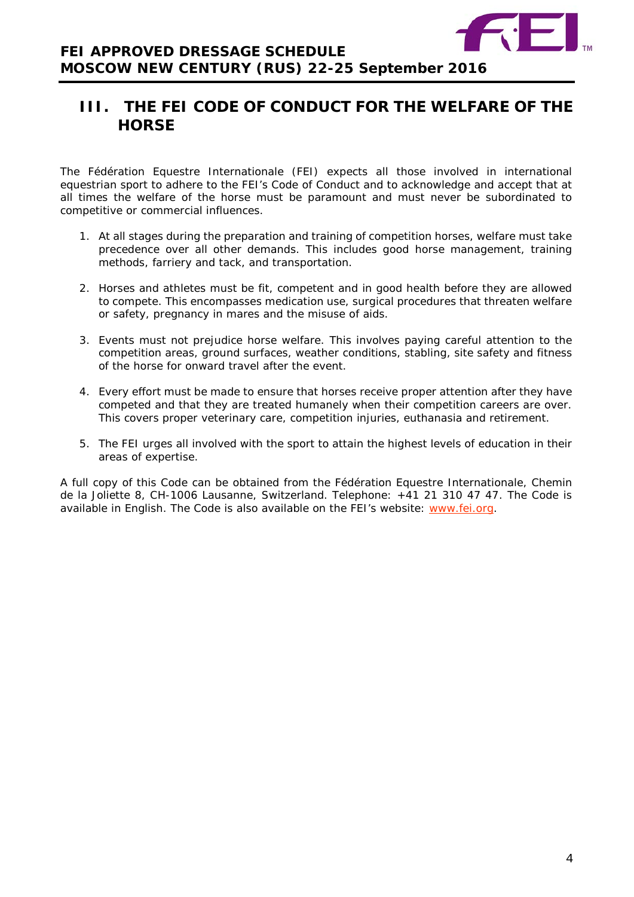# III. THE FEI CODE OF CONDUCT FOR THE WELFARE OF THE HORSE

The Fédération Equestre Internationale (FEI) expects all those involved in international equestrian sport to adhere to the FEI's Code of Conduct and to acknowledge and accept that at all times the welfare of the horse must be paramount and must never be subordinated to competitive or commercial influences.

1. At all stages during the preparation and training of competition horses, welfare must take precedence over all other demands. This includes good horse management, training methods, farriery and tack, and transportation.

2. Horses and athletes must be fit, competent and in good health before they are allowed to compete. This encompasses medication use, surgical procedures that threaten welfare or safety, pregnancy in mares and the misuse of aids.

3. Events must not prejudice horse welfare. This involves paying careful attention to the competition areas, ground surfaces, weather conditions, stabling, site safety and fitness of the horse for onward travel after the event.

4. Every effort must be made to ensure that horses receive proper attention after they have competed and that they are treated humanely when their competition careers are over. This covers proper veterinary care, competition injuries, euthanasia and retirement.

5. The FEI urges all involved with the sport to attain the highest levels of education in their areas of expertise.

A full copy of this Code can be obtained from the Fédération Equestre Internationale, Chemin de la Joliette 8, CH-1006 Lausanne, Switzerland. Telephone: +41 21 310 47 47. The Code is available in English. The Code is also available on the FEI's website: www.fei.org.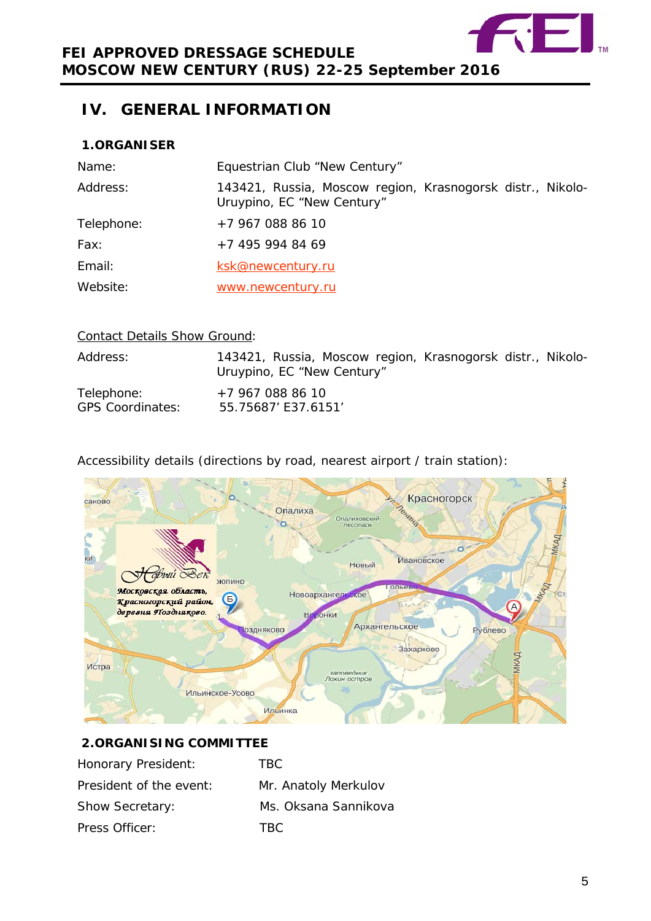# IV. GENERAL INFORMATION

## 1. ORGANISER

| | |
|---|---|
| Name: | Equestrian Club “New Century” |
| Address: | 143421, Russia, Moscow region, Krasnogorsk distr., Nikolo-Uruypino, EC “New Century” |
| Telephone: | +7 967 088 86 10 |
| Fax: | +7 495 994 84 69 |
| Email: | ksk@newcentury.ru |
| Website: | www.newcentury.ru |

Contact Details Show Ground:

| | |
|---|---|
| Address: | 143421, Russia, Moscow region, Krasnogorsk distr., Nikolo-Uruypino, EC “New Century” |
| Telephone: | +7 967 088 86 10 |
| GPS Coordinates: | 55.75687’ E37.6151’ |

Accessibility details (directions by road, nearest airport / train station):

## 2. ORGANISING COMMITTEE

| | |
|---|---|
| Honorary President: | TBC |
| President of the event: | Mr. Anatoly Merkulov |
| Show Secretary: | Ms. Oksana Sannikova |
| Press Officer: | TBC |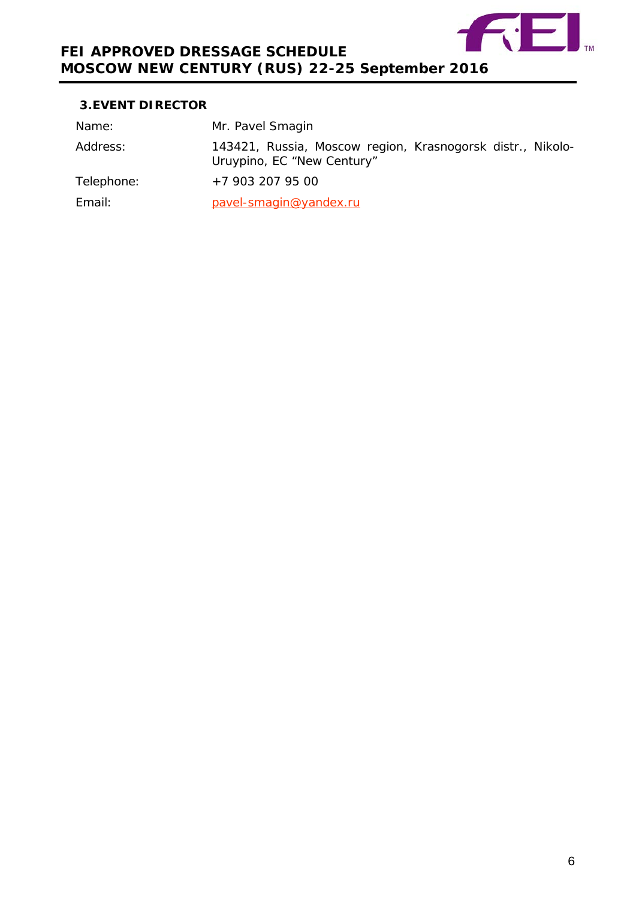## 3. EVENT DIRECTOR

| | |
|---|---|
| Name: | Mr. Pavel Smagin |
| Address: | 143421, Russia, Moscow region, Krasnogorsk distr., Nikolo-Uruypino, EC "New Century" |
| Telephone: | +7 903 207 95 00 |
| Email: | pavel-smagin@yandex.ru |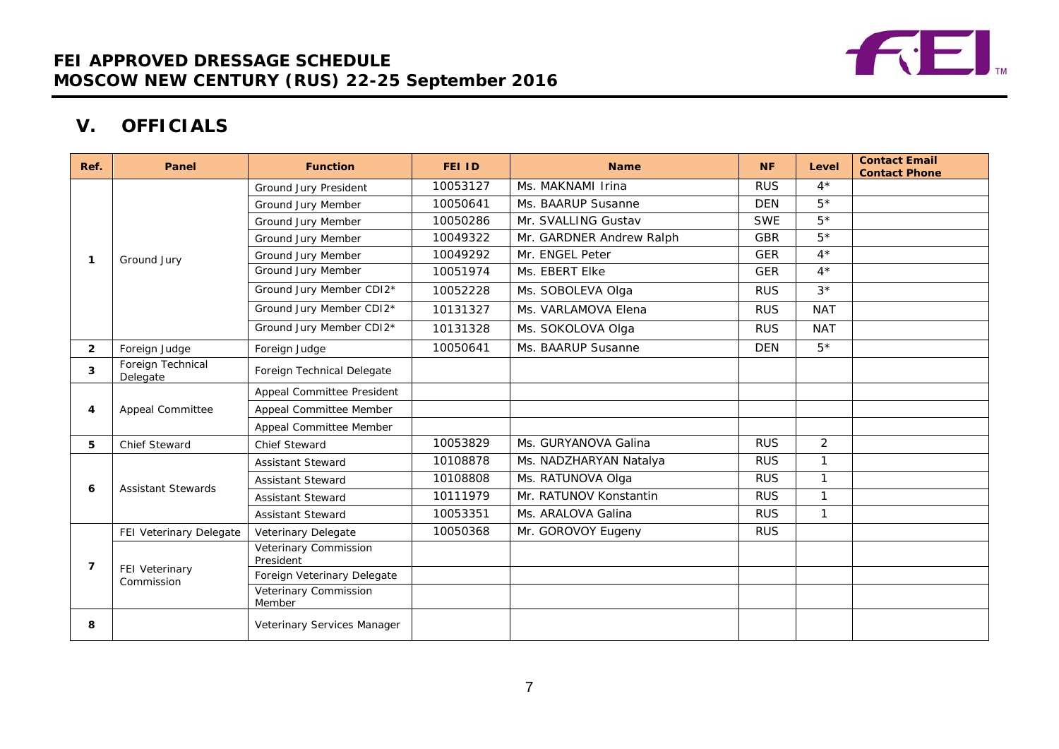## V. OFFICIALS

| Ref. | Panel | Function | FEI ID | Name | NF | Level | Contact Email Contact Phone |
|---|---|---|---|---|---|---|---|
| 1 | Ground Jury | Ground Jury President | 10053127 | Ms. MAKNAMI Irina | RUS | 4* | |
| | | Ground Jury Member | 10050641 | Ms. BAARUP Susanne | DEN | 5* | |
| | | Ground Jury Member | 10050286 | Mr. SVALLING Gustav | SWE | 5* | |
| | | Ground Jury Member | 10049322 | Mr. GARDNER Andrew Ralph | GBR | 5* | |
| | | Ground Jury Member | 10049292 | Mr. ENGEL Peter | GER | 4* | |
| | | Ground Jury Member | 10051974 | Ms. EBERT Elke | GER | 4* | |
| | | Ground Jury Member CDI2* | 10052228 | Ms. SOBOLEVA Olga | RUS | 3* | |
| | | Ground Jury Member CDI2* | 10131327 | Ms. VARLAMOVA Elena | RUS | NAT | |
| | | Ground Jury Member CDI2* | 10131328 | Ms. SOKOLOVA Olga | RUS | NAT | |
| 2 | Foreign Judge | Foreign Judge | 10050641 | Ms. BAARUP Susanne | DEN | 5* | |
| 3 | Foreign Technical Delegate | Foreign Technical Delegate | | | | | |
| 4 | Appeal Committee | Appeal Committee President | | | | | |
| | | Appeal Committee Member | | | | | |
| | | Appeal Committee Member | | | | | |
| 5 | Chief Steward | Chief Steward | 10053829 | Ms. GURYANOVA Galina | RUS | 2 | |
| 6 | Assistant Stewards | Assistant Steward | 10108878 | Ms. NADZHARYAN Natalya | RUS | 1 | |
| | | Assistant Steward | 10108808 | Ms. RATUNOVA Olga | RUS | 1 | |
| | | Assistant Steward | 10111979 | Mr. RATUNOV Konstantin | RUS | 1 | |
| | | Assistant Steward | 10053351 | Ms. ARALOVA Galina | RUS | 1 | |
| 7 | FEI Veterinary Delegate | Veterinary Delegate | 10050368 | Mr. GOROVOY Eugeny | RUS | | |
| | FEI Veterinary Commission | Veterinary Commission President | | | | | |
| | | Foreign Veterinary Delegate | | | | | |
| | | Veterinary Commission Member | | | | | |
| 8 | | Veterinary Services Manager | | | | | |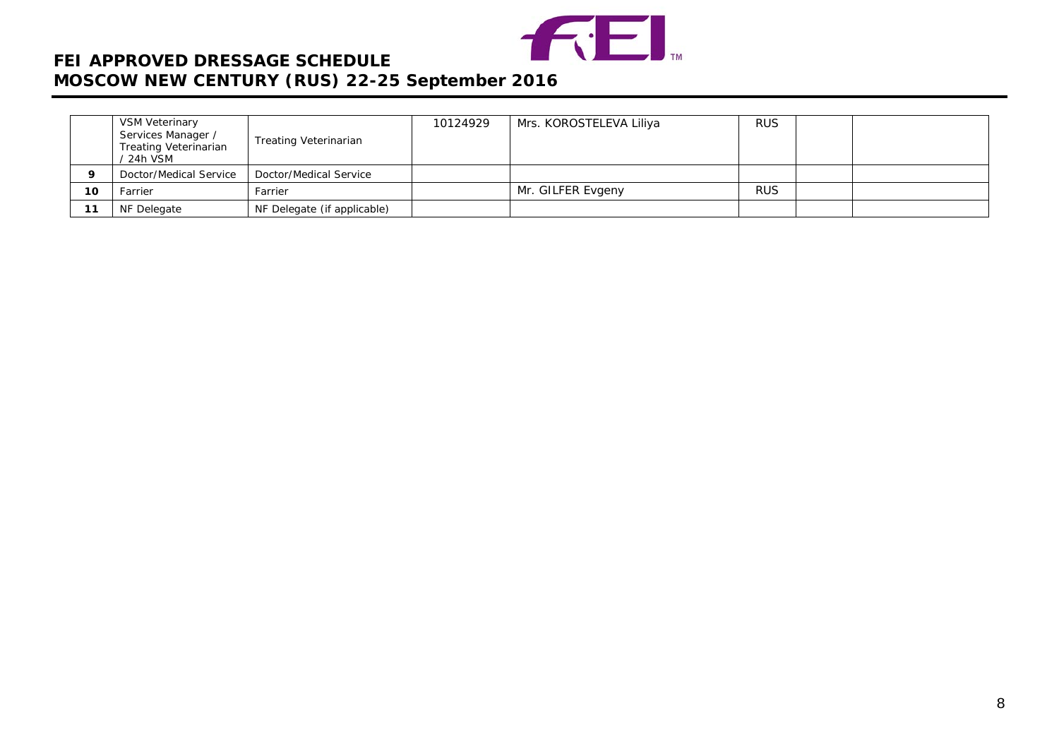# FEI APPROVED DRESSAGE SCHEDULE
## MOSCOW NEW CENTURY (RUS) 22-25 September 2016

| | | | | | | | |
|---|---|---|---|---|---|---|---|
| | VSM Veterinary Services Manager / Treating Veterinarian / 24h VSM | Treating Veterinarian | 10124929 | Mrs. KOROSTELEVA Liliya | RUS | | |
| **9** | Doctor/Medical Service | Doctor/Medical Service | | | | | |
| **10** | Farrier | Farrier | | Mr. GILFER Evgeny | RUS | | |
| **11** | NF Delegate | NF Delegate (if applicable) | | | | | |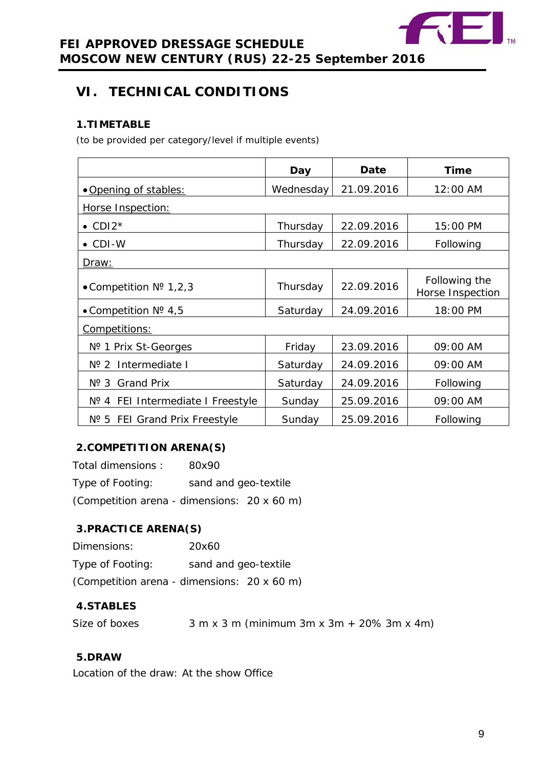## VI. TECHNICAL CONDITIONS

### 1.TIMETABLE

(to be provided per category/level if multiple events)

| | Day | Date | Time |
|---|---|---|---|
| • Opening of stables: | Wednesday | 21.09.2016 | 12:00 AM |
| Horse Inspection: | | | |
| • CDI2* | Thursday | 22.09.2016 | 15:00 PM |
| • CDI-W | Thursday | 22.09.2016 | Following |
| Draw: | | | |
| • Competition № 1,2,3 | Thursday | 22.09.2016 | Following the Horse Inspection |
| • Competition № 4,5 | Saturday | 24.09.2016 | 18:00 PM |
| Competitions: | | | |
| № 1 Prix St-Georges | Friday | 23.09.2016 | 09:00 AM |
| № 2 Intermediate I | Saturday | 24.09.2016 | 09:00 AM |
| № 3 Grand Prix | Saturday | 24.09.2016 | Following |
| № 4 FEI Intermediate I Freestyle | Sunday | 25.09.2016 | 09:00 AM |
| № 5 FEI Grand Prix Freestyle | Sunday | 25.09.2016 | Following |

### 2.COMPETITION ARENA(S)

Total dimensions : 80x90

Type of Footing: sand and geo-textile

(Competition arena - dimensions: 20 x 60 m)

### 3.PRACTICE ARENA(S)

Dimensions: 20x60

Type of Footing: sand and geo-textile

(Competition arena - dimensions: 20 x 60 m)

### 4.STABLES

Size of boxes 3 m x 3 m (minimum 3m x 3m + 20% 3m x 4m)

### 5.DRAW

Location of the draw: At the show Office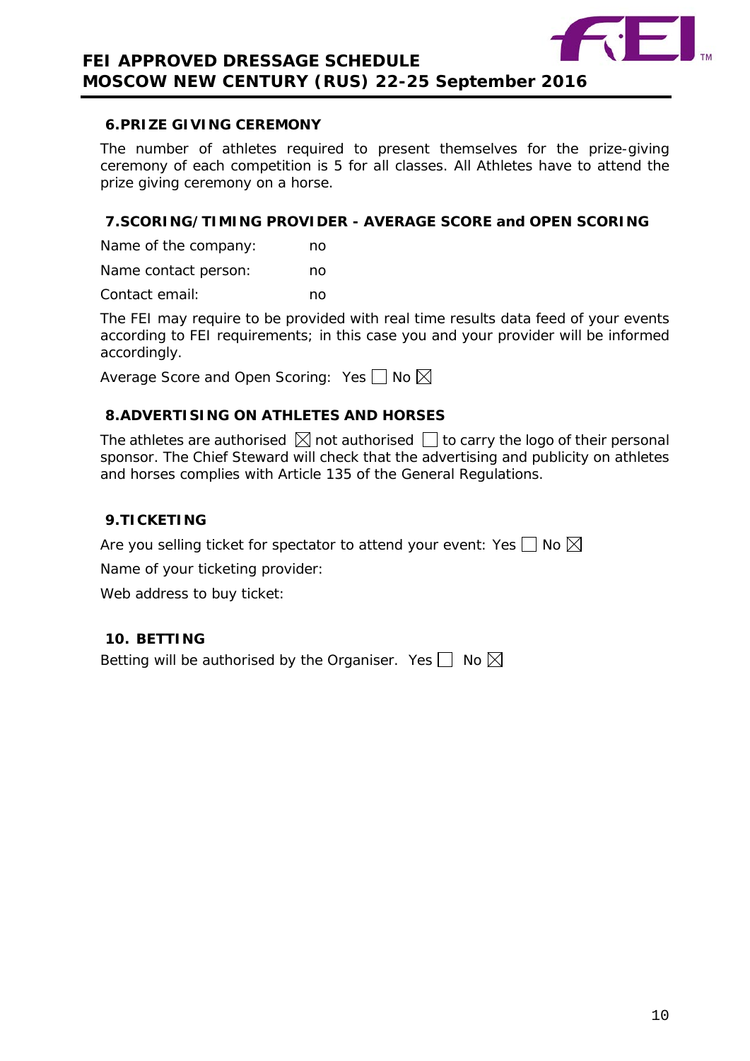### 6. PRIZE GIVING CEREMONY

The number of athletes required to present themselves for the prize-giving ceremony of each competition is 5 for all classes. All Athletes have to attend the prize giving ceremony on a horse.

### 7. SCORING/TIMING PROVIDER - AVERAGE SCORE and OPEN SCORING

Name of the company: no

Name contact person: no

Contact email: no

The FEI may require to be provided with real time results data feed of your events according to FEI requirements; in this case you and your provider will be informed accordingly.

Average Score and Open Scoring: Yes ☐ No ☒

### 8. ADVERTISING ON ATHLETES AND HORSES

The athletes are authorised ☒ not authorised ☐ to carry the logo of their personal sponsor. The Chief Steward will check that the advertising and publicity on athletes and horses complies with Article 135 of the General Regulations.

### 9. TICKETING

Are you selling ticket for spectator to attend your event: Yes ☐ No ☒

Name of your ticketing provider:

Web address to buy ticket:

### 10. BETTING

Betting will be authorised by the Organiser. Yes ☐ No ☒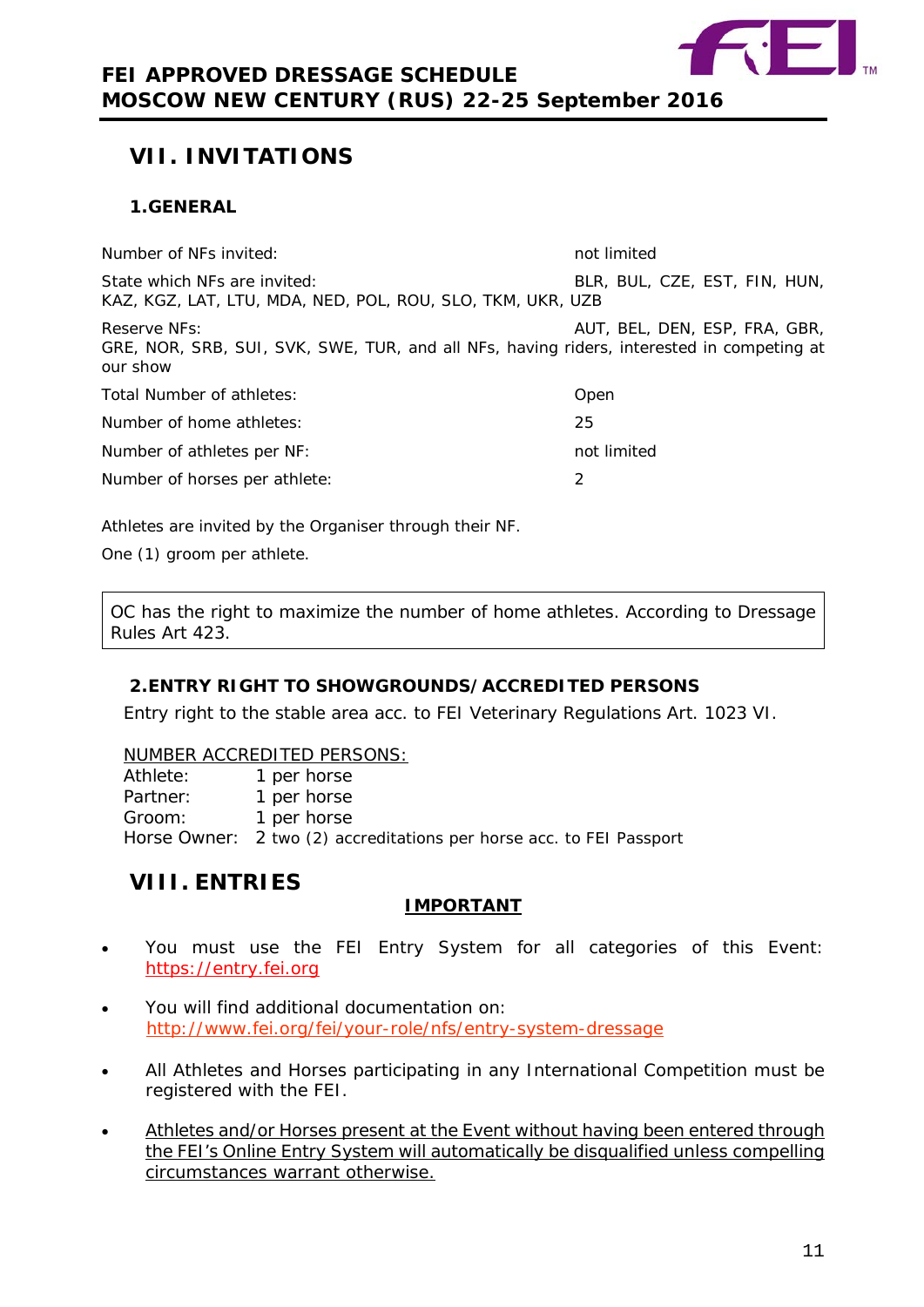## VII. INVITATIONS

### 1.GENERAL

| | |
|---|---|
| Number of NFs invited: | not limited |
| State which NFs are invited: | BLR, BUL, CZE, EST, FIN, HUN, KAZ, KGZ, LAT, LTU, MDA, NED, POL, ROU, SLO, TKM, UKR, UZB |
| Reserve NFs: | AUT, BEL, DEN, ESP, FRA, GBR, GRE, NOR, SRB, SUI, SVK, SWE, TUR, and all NFs, having riders, interested in competing at our show |
| Total Number of athletes: | Open |
| Number of home athletes: | 25 |
| Number of athletes per NF: | not limited |
| Number of horses per athlete: | 2 |

Athletes are invited by the Organiser through their NF.

One (1) groom per athlete.

OC has the right to maximize the number of home athletes. According to Dressage Rules Art 423.

### 2.ENTRY RIGHT TO SHOWGROUNDS/ACCREDITED PERSONS

Entry right to the stable area acc. to FEI Veterinary Regulations Art. 1023 VI.

NUMBER ACCREDITED PERSONS:

| | |
|---|---|
| Athlete: | 1 per horse |
| Partner: | 1 per horse |
| Groom: | 1 per horse |
| Horse Owner: | 2 two (2) accreditations per horse acc. to FEI Passport |

## VIII. ENTRIES

**IMPORTANT**

- You must use the FEI Entry System for all categories of this Event: https://entry.fei.org
- You will find additional documentation on: http://www.fei.org/fei/your-role/nfs/entry-system-dressage
- All Athletes and Horses participating in any International Competition must be registered with the FEI.
- Athletes and/or Horses present at the Event without having been entered through the FEI's Online Entry System will automatically be disqualified unless compelling circumstances warrant otherwise.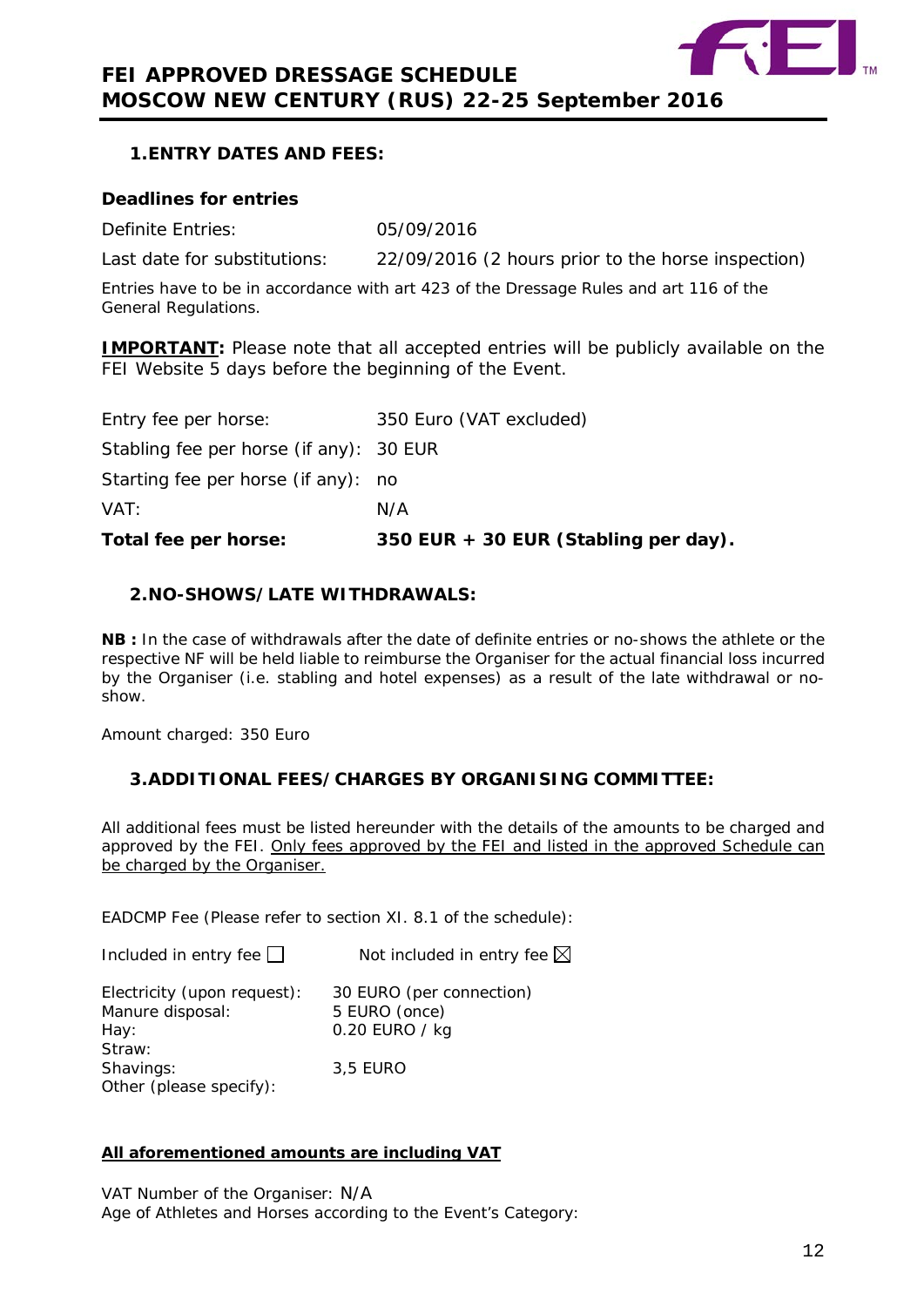## 1. ENTRY DATES AND FEES:

**Deadlines for entries**

| | |
|---|---|
| Definite Entries: | 05/09/2016 |
| Last date for substitutions: | 22/09/2016 (2 hours prior to the horse inspection) |

Entries have to be in accordance with art 423 of the Dressage Rules and art 116 of the General Regulations.

**IMPORTANT:** Please note that all accepted entries will be publicly available on the FEI Website 5 days before the beginning of the Event.

| | |
|---|---|
| Entry fee per horse: | 350 Euro (VAT excluded) |
| Stabling fee per horse (if any): | 30 EUR |
| Starting fee per horse (if any): | no |
| VAT: | N/A |
| **Total fee per horse:** | **350 EUR + 30 EUR (Stabling per day).** |

## 2. NO-SHOWS/LATE WITHDRAWALS:

**NB :** In the case of withdrawals after the date of definite entries or no-shows the athlete or the respective NF will be held liable to reimburse the Organiser for the actual financial loss incurred by the Organiser (i.e. stabling and hotel expenses) as a result of the late withdrawal or no-show.

Amount charged: 350 Euro

## 3. ADDITIONAL FEES/CHARGES BY ORGANISING COMMITTEE:

All additional fees must be listed hereunder with the details of the amounts to be charged and approved by the FEI. Only fees approved by the FEI and listed in the approved Schedule can be charged by the Organiser.

EADCMP Fee (Please refer to section XI. 8.1 of the schedule):

Included in entry fee ☐ Not included in entry fee ☒

| | |
|---|---|
| Electricity (upon request): | 30 EURO (per connection) |
| Manure disposal: | 5 EURO (once) |
| Hay: | 0.20 EURO / kg |
| Straw: | |
| Shavings: | 3,5 EURO |
| Other (please specify): | |

**All aforementioned amounts are including VAT**

VAT Number of the Organiser: N/A

Age of Athletes and Horses according to the Event's Category: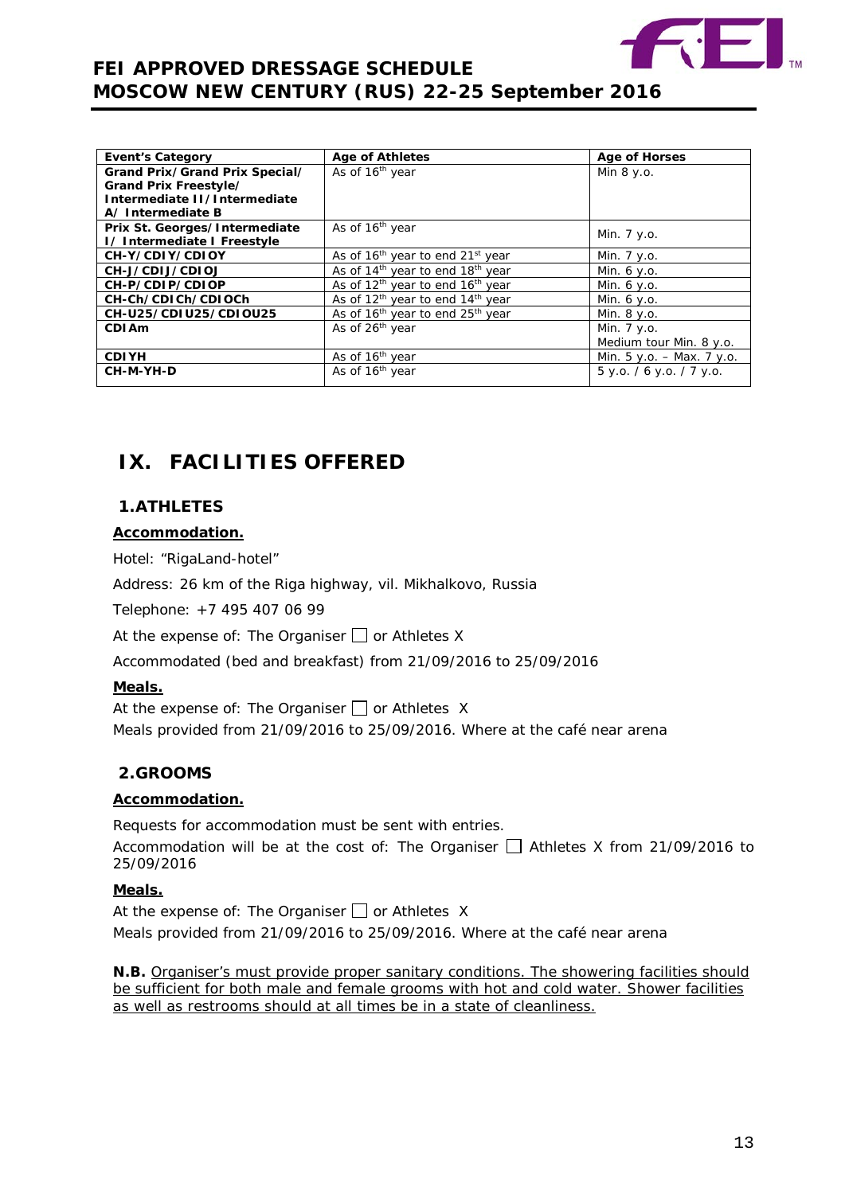| Event's Category | Age of Athletes | Age of Horses |
|---|---|---|
| **Grand Prix/Grand Prix Special/ Grand Prix Freestyle/ Intermediate II/Intermediate A/ Intermediate B** | As of 16th year | Min 8 y.o. |
| **Prix St. Georges/Intermediate I/ Intermediate I Freestyle** | As of 16th year | Min. 7 y.o. |
| **CH-Y/CDIY/CDIOY** | As of 16th year to end 21st year | Min. 7 y.o. |
| **CH-J/CDIJ/CDIOJ** | As of 14th year to end 18th year | Min. 6 y.o. |
| **CH-P/CDIP/CDIOP** | As of 12th year to end 16th year | Min. 6 y.o. |
| **CH-Ch/CDICh/CDIOCh** | As of 12th year to end 14th year | Min. 6 y.o. |
| **CH-U25/CDIU25/CDIOU25** | As of 16th year to end 25th year | Min. 8 y.o. |
| **CDIAm** | As of 26th year | Min. 7 y.o. Medium tour Min. 8 y.o. |
| **CDIYH** | As of 16th year | Min. 5 y.o. – Max. 7 y.o. |
| **CH-M-YH-D** | As of 16th year | 5 y.o. / 6 y.o. / 7 y.o. |

# IX. FACILITIES OFFERED

## 1.ATHLETES

### Accommodation.

Hotel: "RigaLand-hotel"

Address: 26 km of the Riga highway, vil. Mikhalkovo, Russia

Telephone: +7 495 407 06 99

At the expense of: The Organiser ☐ or Athletes X

Accommodated (bed and breakfast) from 21/09/2016 to 25/09/2016

### Meals.

At the expense of: The Organiser ☐ or Athletes X

Meals provided from 21/09/2016 to 25/09/2016. Where at the café near arena

## 2.GROOMS

### Accommodation.

Requests for accommodation must be sent with entries.

Accommodation will be at the cost of: The Organiser ☐ Athletes X from 21/09/2016 to 25/09/2016

### Meals.

At the expense of: The Organiser ☐ or Athletes X

Meals provided from 21/09/2016 to 25/09/2016. Where at the café near arena

**N.B.** Organiser's must provide proper sanitary conditions. The showering facilities should be sufficient for both male and female grooms with hot and cold water. Shower facilities as well as restrooms should at all times be in a state of cleanliness.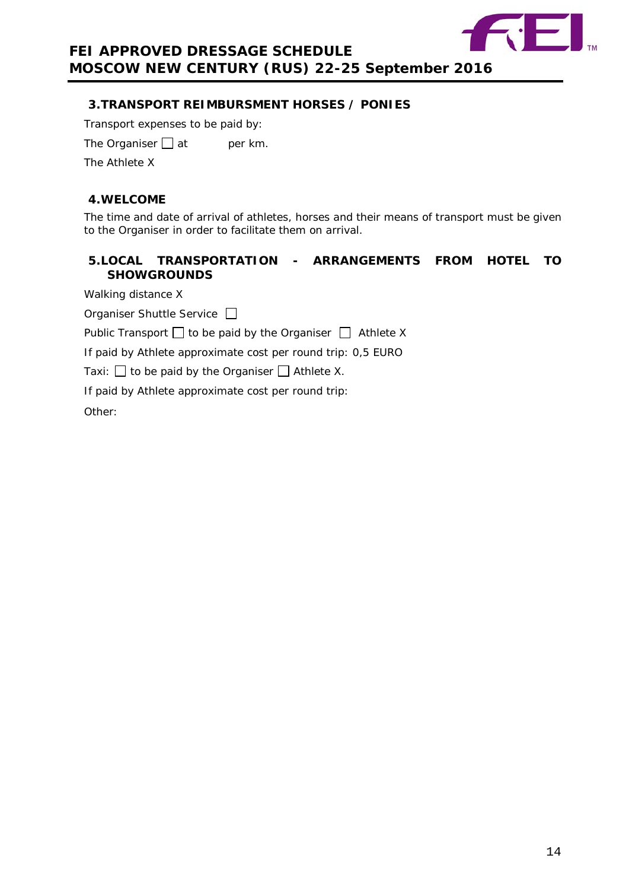## 3. TRANSPORT REIMBURSMENT HORSES / PONIES

Transport expenses to be paid by:

The Organiser ☐ at per km.

The Athlete X

## 4. WELCOME

The time and date of arrival of athletes, horses and their means of transport must be given to the Organiser in order to facilitate them on arrival.

## 5. LOCAL TRANSPORTATION - ARRANGEMENTS FROM HOTEL TO SHOWGROUNDS

Walking distance X

Organiser Shuttle Service ☐

Public Transport ☐ to be paid by the Organiser ☐ Athlete X

If paid by Athlete approximate cost per round trip: 0,5 EURO

Taxi: ☐ to be paid by the Organiser ☐ Athlete X.

If paid by Athlete approximate cost per round trip:

Other: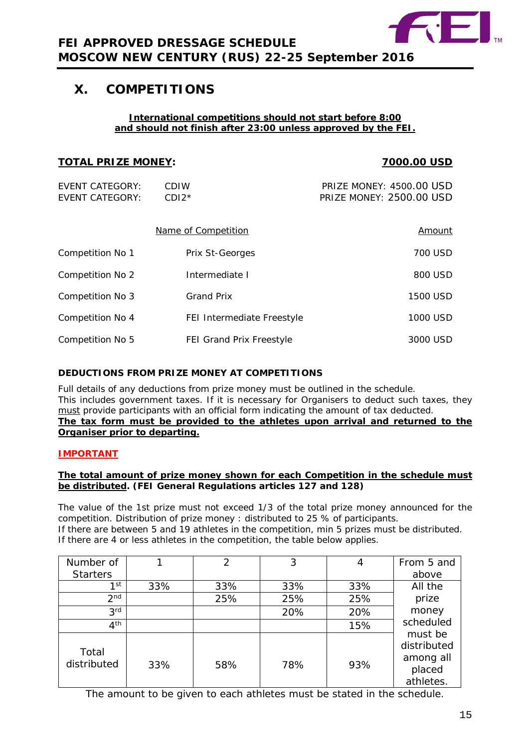# X. COMPETITIONS

**International competitions should not start before 8:00 and should not finish after 23:00 unless approved by the FEI.**

**TOTAL PRIZE MONEY: 7000.00 USD**

| | | |
|---|---|---|
| EVENT CATEGORY: | CDIW | PRIZE MONEY: 4500.00 USD |
| EVENT CATEGORY: | CDI2* | PRIZE MONEY: 2500.00 USD |

| | Name of Competition | Amount |
|---|---|---|
| Competition No 1 | Prix St-Georges | 700 USD |
| Competition No 2 | Intermediate I | 800 USD |
| Competition No 3 | Grand Prix | 1500 USD |
| Competition No 4 | FEI Intermediate Freestyle | 1000 USD |
| Competition No 5 | FEI Grand Prix Freestyle | 3000 USD |

**DEDUCTIONS FROM PRIZE MONEY AT COMPETITIONS**

Full details of any deductions from prize money must be outlined in the schedule.
This includes government taxes. If it is necessary for Organisers to deduct such taxes, they must provide participants with an official form indicating the amount of tax deducted.
**The tax form must be provided to the athletes upon arrival and returned to the Organiser prior to departing.**

**IMPORTANT**

**The total amount of prize money shown for each Competition in the schedule must be distributed. (FEI General Regulations articles 127 and 128)**

The value of the 1st prize must not exceed 1/3 of the total prize money announced for the competition. Distribution of prize money : distributed to 25 % of participants.
If there are between 5 and 19 athletes in the competition, min 5 prizes must be distributed.
If there are 4 or less athletes in the competition, the table below applies.

| Number of Starters | 1 | 2 | 3 | 4 | From 5 and above |
|---|---|---|---|---|---|
| 1st | 33% | 33% | 33% | 33% | All the prize money scheduled must be distributed among all placed athletes. |
| 2nd | | 25% | 25% | 25% | |
| 3rd | | | 20% | 20% | |
| 4th | | | | 15% | |
| Total distributed | 33% | 58% | 78% | 93% | |

The amount to be given to each athletes must be stated in the schedule.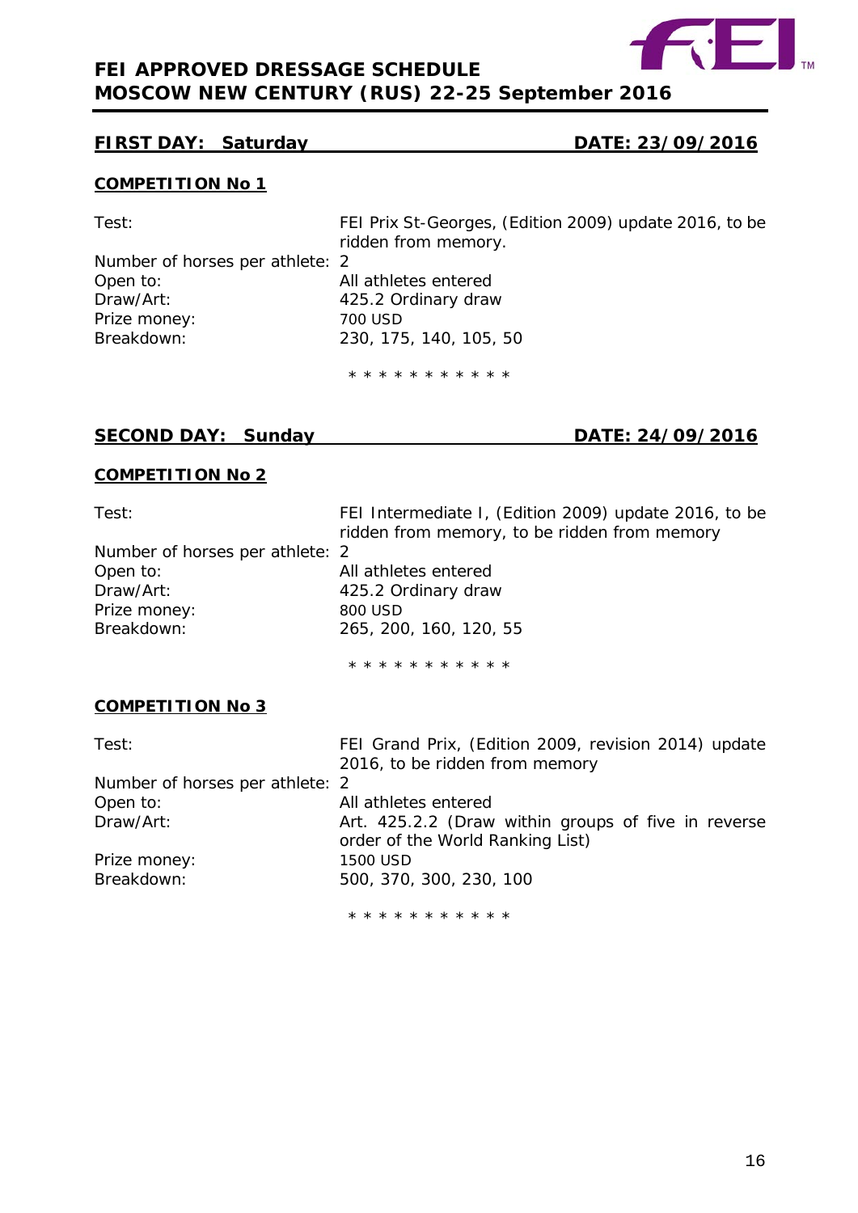**FEI APPROVED DRESSAGE SCHEDULE**
**MOSCOW NEW CENTURY (RUS) 22-25 September 2016**

## FIRST DAY: Saturday DATE: 23/09/2016

### COMPETITION No 1

| | |
|---|---|
| Test: | FEI Prix St-Georges, (Edition 2009) update 2016, to be ridden from memory. |
| Number of horses per athlete: | 2 |
| Open to: | All athletes entered |
| Draw/Art: | 425.2 Ordinary draw |
| Prize money: | 700 USD |
| Breakdown: | 230, 175, 140, 105, 50 |

* * * * * * * * * * *

## SECOND DAY: Sunday DATE: 24/09/2016

### COMPETITION No 2

| | |
|---|---|
| Test: | FEI Intermediate I, (Edition 2009) update 2016, to be ridden from memory, to be ridden from memory |
| Number of horses per athlete: | 2 |
| Open to: | All athletes entered |
| Draw/Art: | 425.2 Ordinary draw |
| Prize money: | 800 USD |
| Breakdown: | 265, 200, 160, 120, 55 |

* * * * * * * * * * *

### COMPETITION No 3

| | |
|---|---|
| Test: | FEI Grand Prix, (Edition 2009, revision 2014) update 2016, to be ridden from memory |
| Number of horses per athlete: | 2 |
| Open to: | All athletes entered |
| Draw/Art: | Art. 425.2.2 (Draw within groups of five in reverse order of the World Ranking List) |
| Prize money: | 1500 USD |
| Breakdown: | 500, 370, 300, 230, 100 |

* * * * * * * * * * *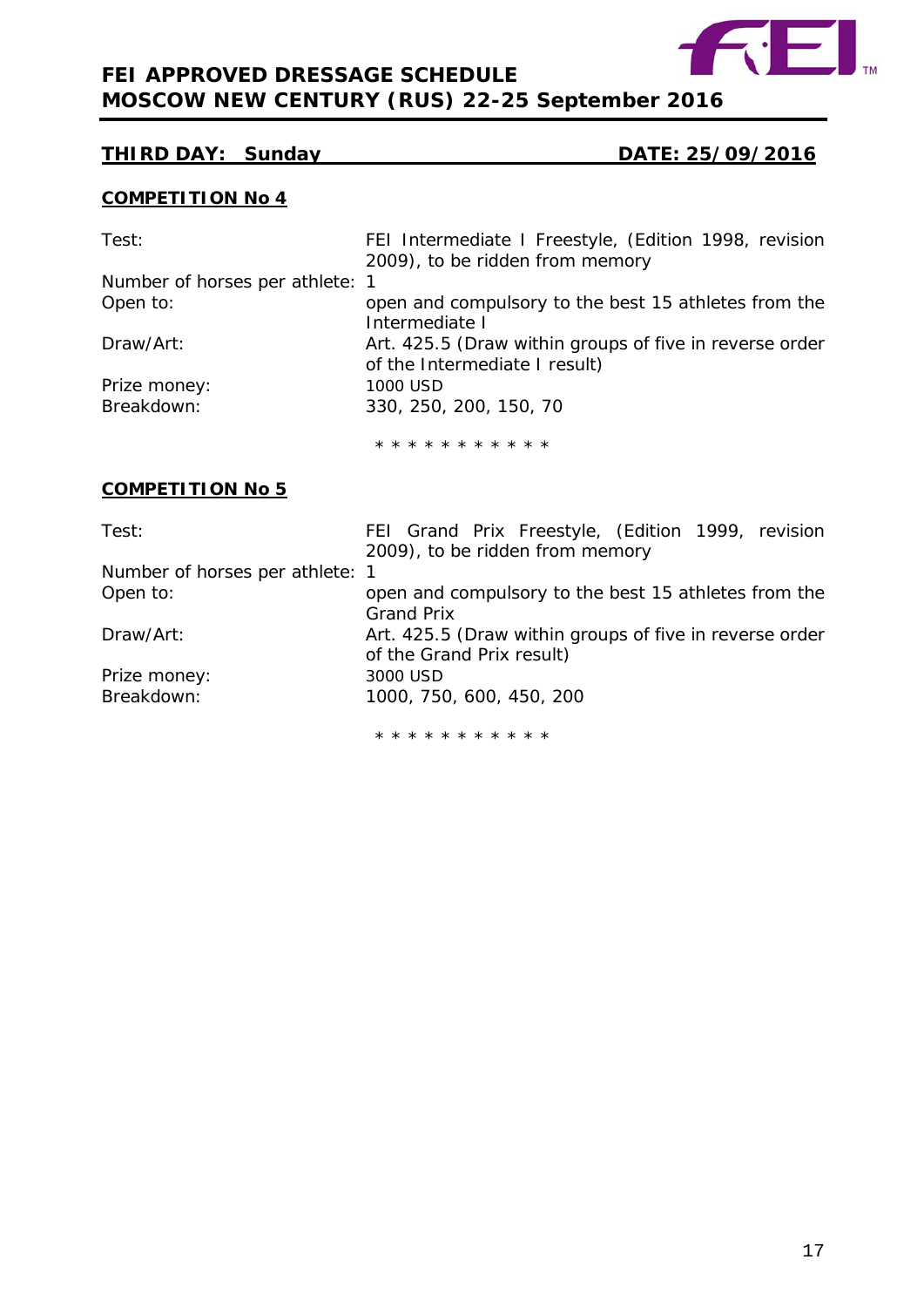**THIRD DAY: Sunday** **DATE: 25/09/2016**

**COMPETITION No 4**

| | |
|---|---|
| Test: | FEI Intermediate I Freestyle, (Edition 1998, revision 2009), to be ridden from memory |
| Number of horses per athlete: | 1 |
| Open to: | open and compulsory to the best 15 athletes from the Intermediate I |
| Draw/Art: | Art. 425.5 (Draw within groups of five in reverse order of the Intermediate I result) |
| Prize money: | 1000 USD |
| Breakdown: | 330, 250, 200, 150, 70 |

* * * * * * * * * * *

**COMPETITION No 5**

| | |
|---|---|
| Test: | FEI Grand Prix Freestyle, (Edition 1999, revision 2009), to be ridden from memory |
| Number of horses per athlete: | 1 |
| Open to: | open and compulsory to the best 15 athletes from the Grand Prix |
| Draw/Art: | Art. 425.5 (Draw within groups of five in reverse order of the Grand Prix result) |
| Prize money: | 3000 USD |
| Breakdown: | 1000, 750, 600, 450, 200 |

* * * * * * * * * * *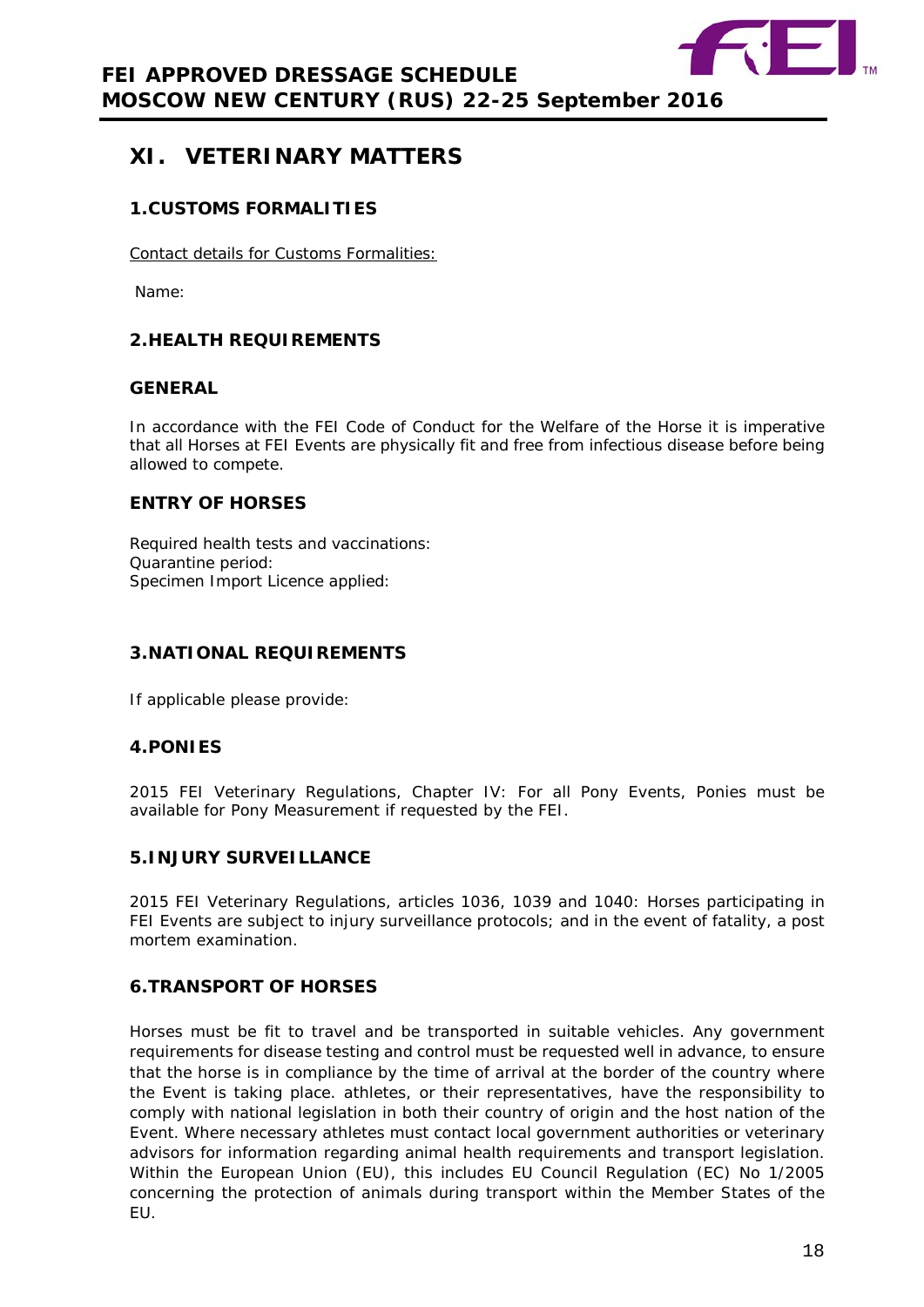# XI. VETERINARY MATTERS

## 1. CUSTOMS FORMALITIES

Contact details for Customs Formalities:

Name:

## 2. HEALTH REQUIREMENTS

### GENERAL

In accordance with the FEI Code of Conduct for the Welfare of the Horse it is imperative that all Horses at FEI Events are physically fit and free from infectious disease before being allowed to compete.

### ENTRY OF HORSES

Required health tests and vaccinations:
Quarantine period:
Specimen Import Licence applied:

## 3. NATIONAL REQUIREMENTS

If applicable please provide:

## 4. PONIES

2015 FEI Veterinary Regulations, Chapter IV: For all Pony Events, Ponies must be available for Pony Measurement if requested by the FEI.

## 5. INJURY SURVEILLANCE

2015 FEI Veterinary Regulations, articles 1036, 1039 and 1040: Horses participating in FEI Events are subject to injury surveillance protocols; and in the event of fatality, a post mortem examination.

## 6. TRANSPORT OF HORSES

Horses must be fit to travel and be transported in suitable vehicles. Any government requirements for disease testing and control must be requested well in advance, to ensure that the horse is in compliance by the time of arrival at the border of the country where the Event is taking place. athletes, or their representatives, have the responsibility to comply with national legislation in both their country of origin and the host nation of the Event. Where necessary athletes must contact local government authorities or veterinary advisors for information regarding animal health requirements and transport legislation. Within the European Union (EU), this includes EU Council Regulation (EC) No 1/2005 concerning the protection of animals during transport within the Member States of the EU.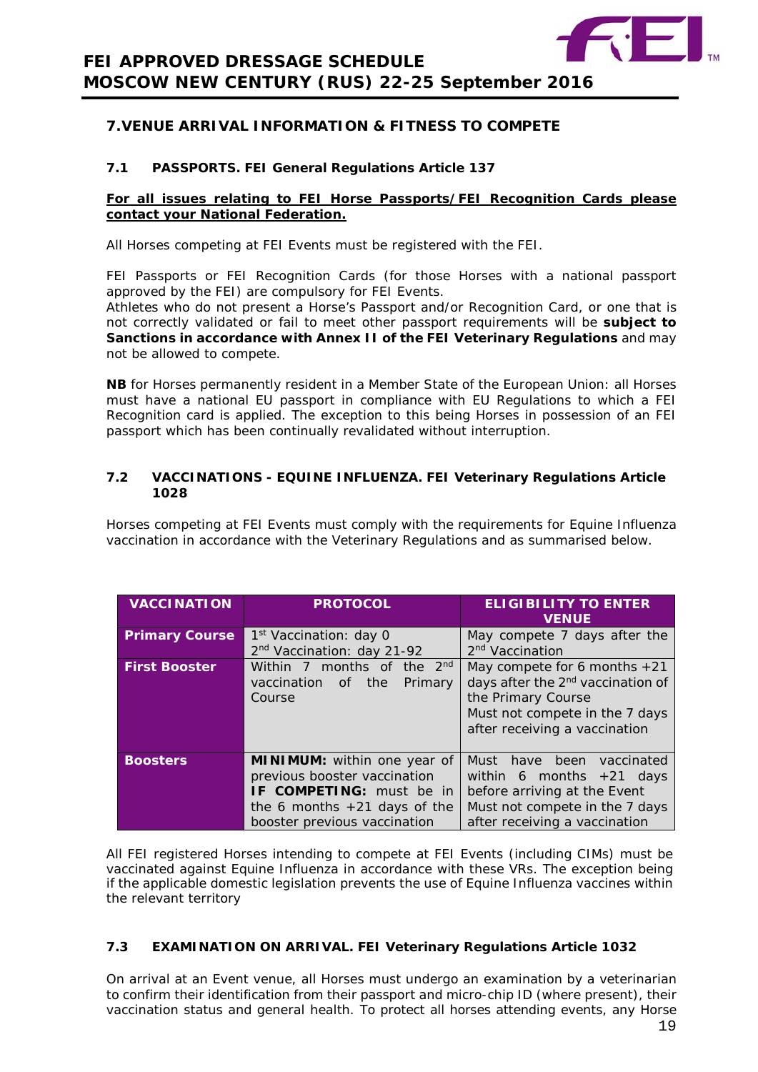## 7. VENUE ARRIVAL INFORMATION & FITNESS TO COMPETE

### 7.1 PASSPORTS. FEI General Regulations Article 137

**For all issues relating to FEI Horse Passports/FEI Recognition Cards please contact your National Federation.**

All Horses competing at FEI Events must be registered with the FEI.

FEI Passports or FEI Recognition Cards (for those Horses with a national passport approved by the FEI) are compulsory for FEI Events.
Athletes who do not present a Horse's Passport and/or Recognition Card, or one that is not correctly validated or fail to meet other passport requirements will be **subject to Sanctions in accordance with Annex II of the FEI Veterinary Regulations** and may not be allowed to compete.

**NB** for Horses permanently resident in a Member State of the European Union: all Horses must have a national EU passport in compliance with EU Regulations to which a FEI Recognition card is applied. The exception to this being Horses in possession of an FEI passport which has been continually revalidated without interruption.

### 7.2 VACCINATIONS - EQUINE INFLUENZA. FEI Veterinary Regulations Article 1028

Horses competing at FEI Events must comply with the requirements for Equine Influenza vaccination in accordance with the Veterinary Regulations and as summarised below.

| VACCINATION | PROTOCOL | ELIGIBILITY TO ENTER VENUE |
|---|---|---|
| **Primary Course** | 1st Vaccination: day 0<br>2nd Vaccination: day 21-92 | May compete 7 days after the 2nd Vaccination |
| **First Booster** | Within 7 months of the 2nd vaccination of the Primary Course | May compete for 6 months +21 days after the 2nd vaccination of the Primary Course<br>Must not compete in the 7 days after receiving a vaccination |
| **Boosters** | **MINIMUM:** within one year of previous booster vaccination<br>**IF COMPETING:** must be in the 6 months +21 days of the booster previous vaccination | Must have been vaccinated within 6 months +21 days before arriving at the Event<br>Must not compete in the 7 days after receiving a vaccination |

All FEI registered Horses intending to compete at FEI Events (including CIMs) must be vaccinated against Equine Influenza in accordance with these VRs. The exception being if the applicable domestic legislation prevents the use of Equine Influenza vaccines within the relevant territory

### 7.3 EXAMINATION ON ARRIVAL. FEI Veterinary Regulations Article 1032

On arrival at an Event venue, all Horses must undergo an examination by a veterinarian to confirm their identification from their passport and micro-chip ID (where present), their vaccination status and general health. To protect all horses attending events, any Horse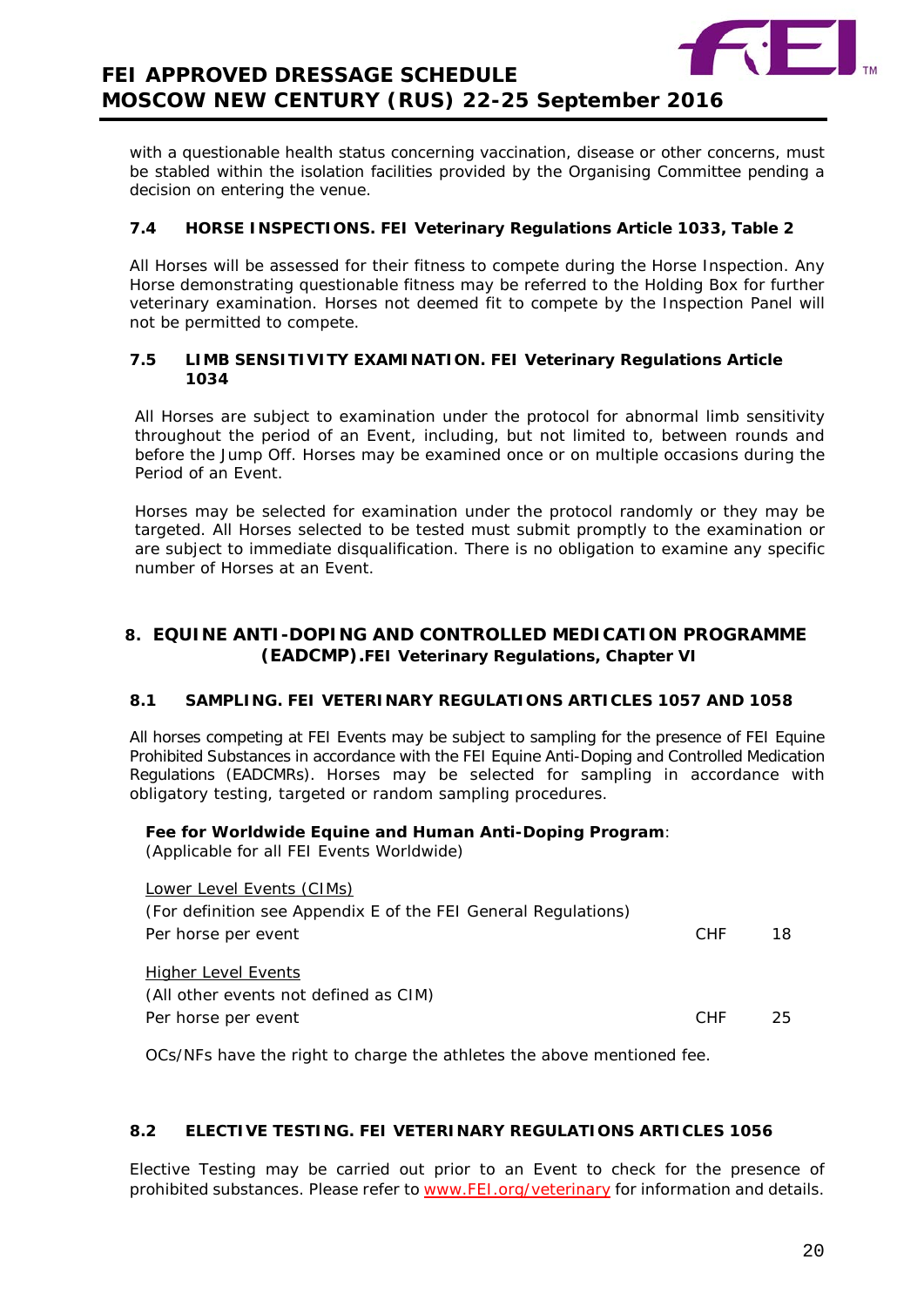with a questionable health status concerning vaccination, disease or other concerns, must be stabled within the isolation facilities provided by the Organising Committee pending a decision on entering the venue.

### 7.4 HORSE INSPECTIONS. FEI Veterinary Regulations Article 1033, Table 2

All Horses will be assessed for their fitness to compete during the Horse Inspection. Any Horse demonstrating questionable fitness may be referred to the Holding Box for further veterinary examination. Horses not deemed fit to compete by the Inspection Panel will not be permitted to compete.

### 7.5 LIMB SENSITIVITY EXAMINATION. FEI Veterinary Regulations Article 1034

All Horses are subject to examination under the protocol for abnormal limb sensitivity throughout the period of an Event, including, but not limited to, between rounds and before the Jump Off. Horses may be examined once or on multiple occasions during the Period of an Event.

Horses may be selected for examination under the protocol randomly or they may be targeted. All Horses selected to be tested must submit promptly to the examination or are subject to immediate disqualification. There is no obligation to examine any specific number of Horses at an Event.

## 8. EQUINE ANTI-DOPING AND CONTROLLED MEDICATION PROGRAMME (EADCMP). FEI Veterinary Regulations, Chapter VI

### 8.1 SAMPLING. FEI VETERINARY REGULATIONS ARTICLES 1057 AND 1058

All horses competing at FEI Events may be subject to sampling for the presence of FEI Equine Prohibited Substances in accordance with the FEI Equine Anti-Doping and Controlled Medication Regulations (EADCMRs). Horses may be selected for sampling in accordance with obligatory testing, targeted or random sampling procedures.

**Fee for Worldwide Equine and Human Anti-Doping Program**:
(Applicable for all FEI Events Worldwide)

Lower Level Events (CIMs)
(For definition see Appendix E of the FEI General Regulations)
Per horse per event — CHF 18

Higher Level Events
(All other events not defined as CIM)
Per horse per event — CHF 25

OCs/NFs have the right to charge the athletes the above mentioned fee.

### 8.2 ELECTIVE TESTING. FEI VETERINARY REGULATIONS ARTICLES 1056

Elective Testing may be carried out prior to an Event to check for the presence of prohibited substances. Please refer to www.FEI.org/veterinary for information and details.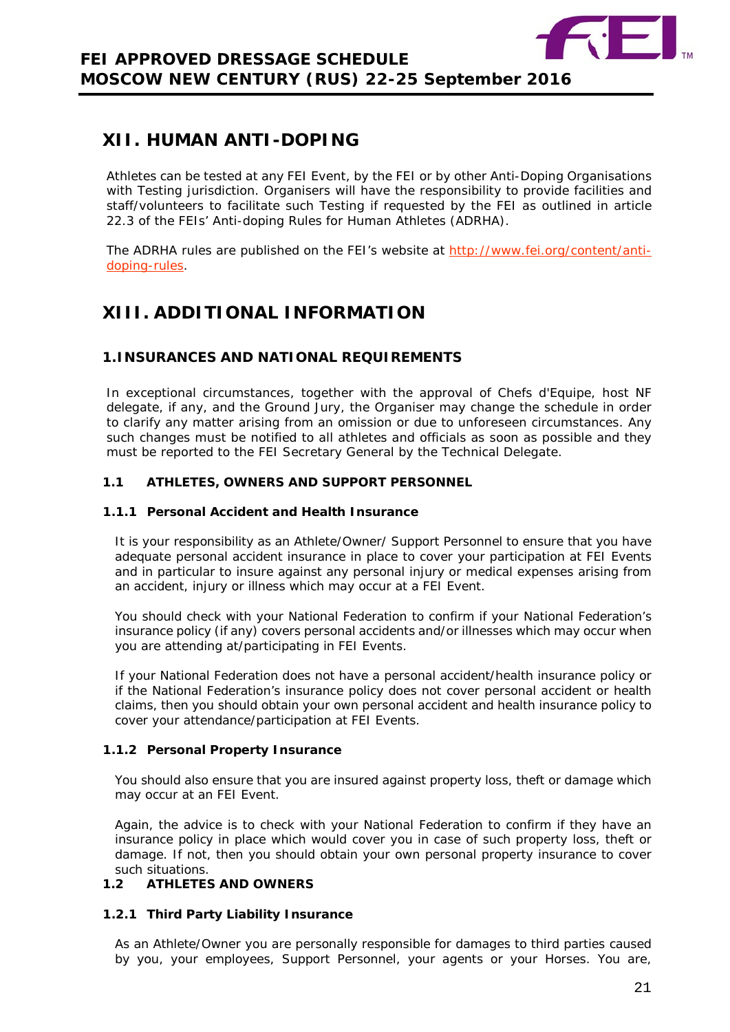# XII. HUMAN ANTI-DOPING

Athletes can be tested at any FEI Event, by the FEI or by other Anti-Doping Organisations with Testing jurisdiction. Organisers will have the responsibility to provide facilities and staff/volunteers to facilitate such Testing if requested by the FEI as outlined in article 22.3 of the FEIs' Anti-doping Rules for Human Athletes (ADRHA).

The ADRHA rules are published on the FEI's website at [http://www.fei.org/content/anti-doping-rules](http://www.fei.org/content/anti-doping-rules).

# XIII. ADDITIONAL INFORMATION

## 1.INSURANCES AND NATIONAL REQUIREMENTS

In exceptional circumstances, together with the approval of Chefs d'Equipe, host NF delegate, if any, and the Ground Jury, the Organiser may change the schedule in order to clarify any matter arising from an omission or due to unforeseen circumstances. Any such changes must be notified to all athletes and officials as soon as possible and they must be reported to the FEI Secretary General by the Technical Delegate.

### 1.1 ATHLETES, OWNERS AND SUPPORT PERSONNEL

#### 1.1.1 Personal Accident and Health Insurance

It is your responsibility as an Athlete/Owner/ Support Personnel to ensure that you have adequate personal accident insurance in place to cover your participation at FEI Events and in particular to insure against any personal injury or medical expenses arising from an accident, injury or illness which may occur at a FEI Event.

You should check with your National Federation to confirm if your National Federation's insurance policy (if any) covers personal accidents and/or illnesses which may occur when you are attending at/participating in FEI Events.

If your National Federation does not have a personal accident/health insurance policy or if the National Federation's insurance policy does not cover personal accident or health claims, then you should obtain your own personal accident and health insurance policy to cover your attendance/participation at FEI Events.

#### 1.1.2 Personal Property Insurance

You should also ensure that you are insured against property loss, theft or damage which may occur at an FEI Event.

Again, the advice is to check with your National Federation to confirm if they have an insurance policy in place which would cover you in case of such property loss, theft or damage. If not, then you should obtain your own personal property insurance to cover such situations.

### 1.2 ATHLETES AND OWNERS

#### 1.2.1 Third Party Liability Insurance

As an Athlete/Owner you are personally responsible for damages to third parties caused by you, your employees, Support Personnel, your agents or your Horses. You are,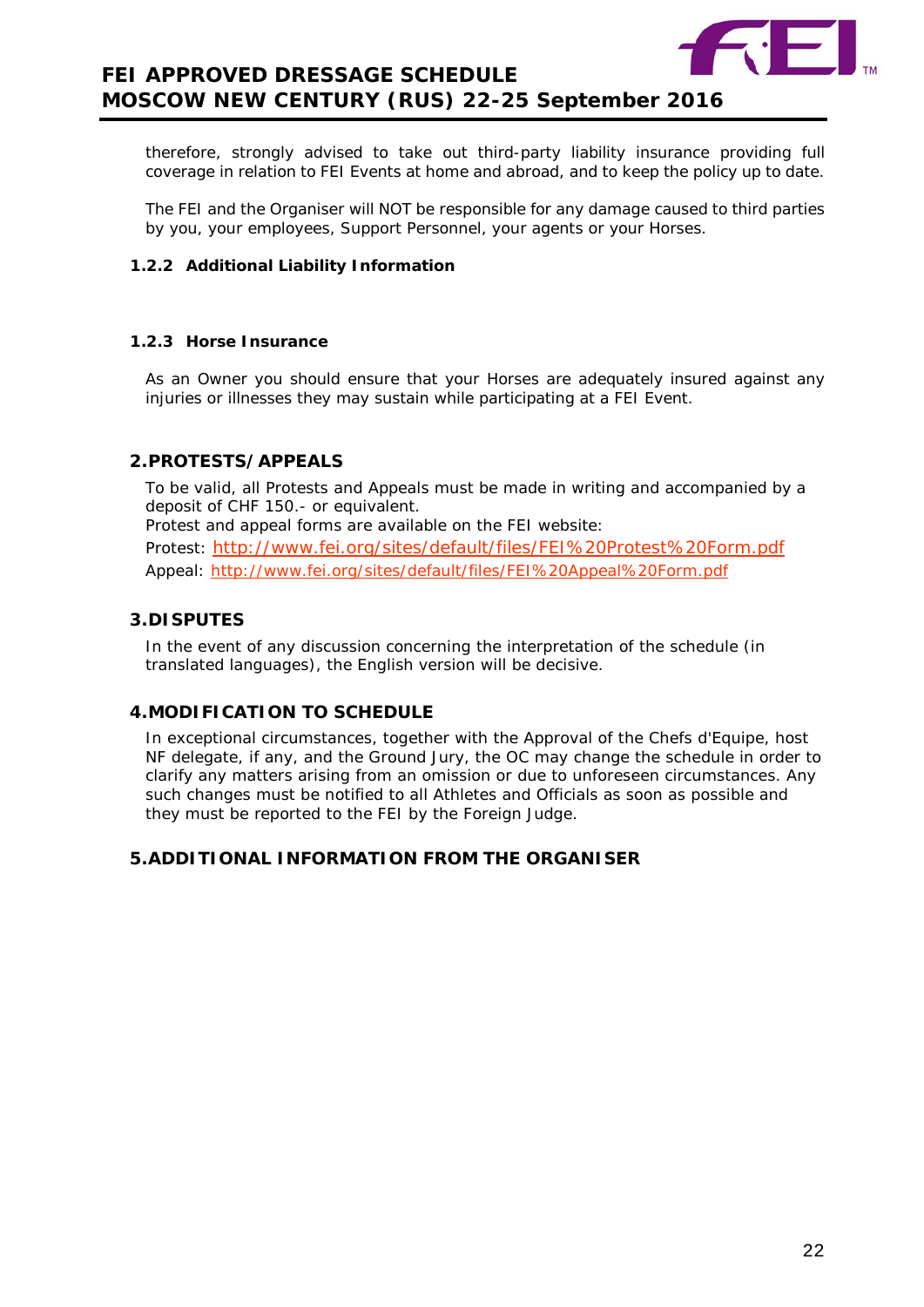therefore, strongly advised to take out third-party liability insurance providing full coverage in relation to FEI Events at home and abroad, and to keep the policy up to date.

The FEI and the Organiser will NOT be responsible for any damage caused to third parties by you, your employees, Support Personnel, your agents or your Horses.

### 1.2.2 Additional Liability Information

### 1.2.3 Horse Insurance

As an Owner you should ensure that your Horses are adequately insured against any injuries or illnesses they may sustain while participating at a FEI Event.

## 2.PROTESTS/APPEALS

To be valid, all Protests and Appeals must be made in writing and accompanied by a deposit of CHF 150.- or equivalent.
Protest and appeal forms are available on the FEI website:
Protest: http://www.fei.org/sites/default/files/FEI%20Protest%20Form.pdf
Appeal: http://www.fei.org/sites/default/files/FEI%20Appeal%20Form.pdf

## 3.DISPUTES

In the event of any discussion concerning the interpretation of the schedule (in translated languages), the English version will be decisive.

## 4.MODIFICATION TO SCHEDULE

In exceptional circumstances, together with the Approval of the Chefs d'Equipe, host NF delegate, if any, and the Ground Jury, the OC may change the schedule in order to clarify any matters arising from an omission or due to unforeseen circumstances. Any such changes must be notified to all Athletes and Officials as soon as possible and they must be reported to the FEI by the Foreign Judge.

## 5.ADDITIONAL INFORMATION FROM THE ORGANISER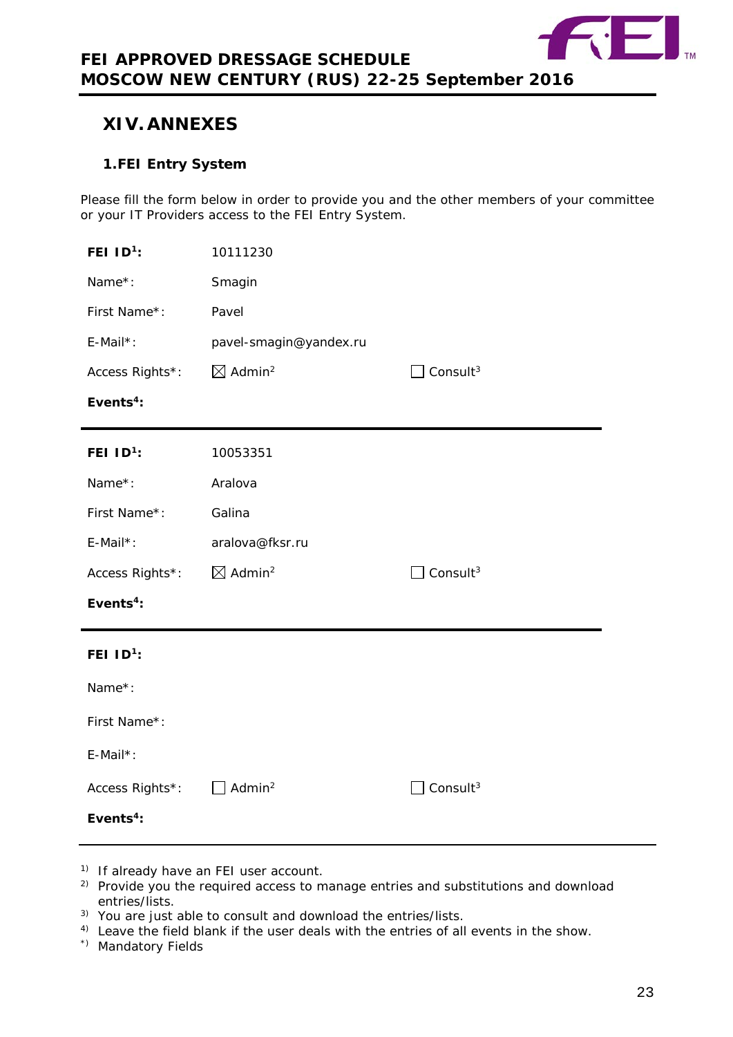# XIV. ANNEXES

## 1. FEI Entry System

Please fill the form below in order to provide you and the other members of your committee or your IT Providers access to the FEI Entry System.

| | | |
|---|---|---|
| **FEI ID[1]:** | 10111230 | |
| Name*: | Smagin | |
| First Name*: | Pavel | |
| E-Mail*: | pavel-smagin@yandex.ru | |
| Access Rights*: | ☒ Admin[2] | ☐ Consult[3] |
| **Events[4]:** | | |

---

| | | |
|---|---|---|
| **FEI ID[1]:** | 10053351 | |
| Name*: | Aralova | |
| First Name*: | Galina | |
| E-Mail*: | aralova@fksr.ru | |
| Access Rights*: | ☒ Admin[2] | ☐ Consult[3] |
| **Events[4]:** | | |

---

| | | |
|---|---|---|
| **FEI ID[1]:** | | |
| Name*: | | |
| First Name*: | | |
| E-Mail*: | | |
| Access Rights*: | ☐ Admin[2] | ☐ Consult[3] |
| **Events[4]:** | | |

---

[1] If already have an FEI user account.
[2] Provide you the required access to manage entries and substitutions and download entries/lists.
[3] You are just able to consult and download the entries/lists.
[4] Leave the field blank if the user deals with the entries of all events in the show.
[*] Mandatory Fields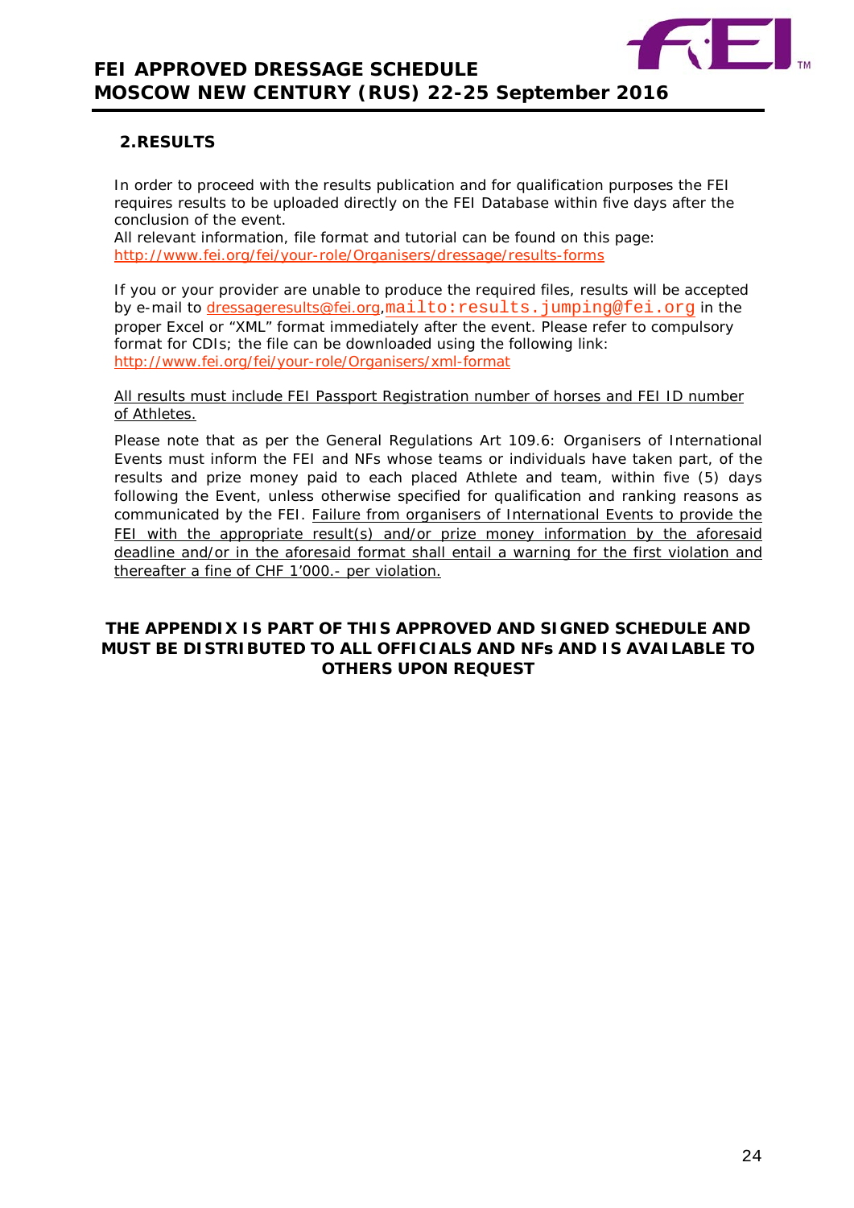## 2.RESULTS

In order to proceed with the results publication and for qualification purposes the FEI requires results to be uploaded directly on the FEI Database within five days after the conclusion of the event.
All relevant information, file format and tutorial can be found on this page:
http://www.fei.org/fei/your-role/Organisers/dressage/results-forms

If you or your provider are unable to produce the required files, results will be accepted by e-mail to dressageresults@fei.org,mailto:results.jumping@fei.org in the proper Excel or "XML" format immediately after the event. Please refer to compulsory format for CDIs; the file can be downloaded using the following link:
http://www.fei.org/fei/your-role/Organisers/xml-format

<u>All results must include FEI Passport Registration number of horses and FEI ID number of Athletes.</u>

Please note that as per the General Regulations Art 109.6: Organisers of International Events must inform the FEI and NFs whose teams or individuals have taken part, of the results and prize money paid to each placed Athlete and team, within five (5) days following the Event, unless otherwise specified for qualification and ranking reasons as communicated by the FEI. <u>Failure from organisers of International Events to provide the FEI with the appropriate result(s) and/or prize money information by the aforesaid deadline and/or in the aforesaid format shall entail a warning for the first violation and thereafter a fine of CHF 1'000.- per violation.</u>

**THE APPENDIX IS PART OF THIS APPROVED AND SIGNED SCHEDULE AND MUST BE DISTRIBUTED TO ALL OFFICIALS AND NFs AND IS AVAILABLE TO OTHERS UPON REQUEST**